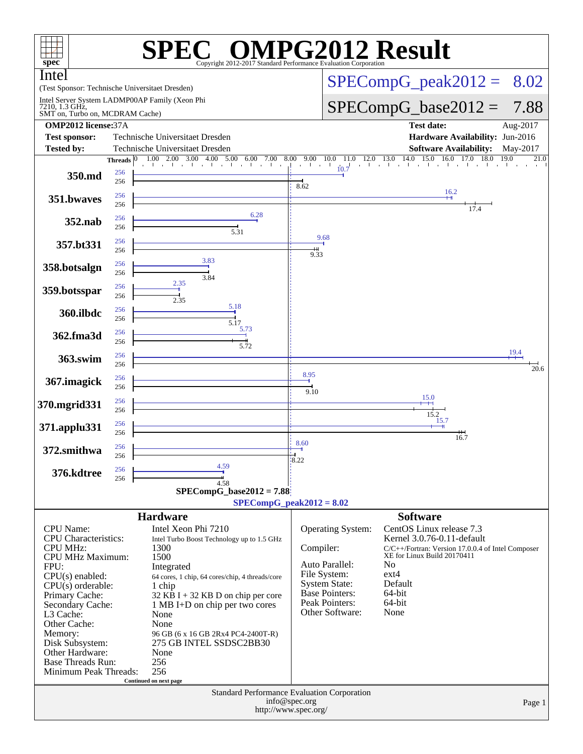# SPEC OMPG2012 Result

Copyright 2012-2017 Standard Performance Evaluation Corporation

**Intel**

(Test Sponsor: Technische Universitaet Dresden)

Intel Server System LADMP00AP Family (Xeon Phi 7210, 1.3 GHz, SMT on, Turbo on, MCDRAM Cache)

SPECompG_peak2012 = 8.02

SPECompG_base2012 = 7.88

| | | | |
|---|---|---|---|
| **OMP2012 license:** 37A | | **Test date:** | Aug-2017 |
| **Test sponsor:** | Technische Universitaet Dresden | **Hardware Availability:** | Jun-2016 |
| **Tested by:** | Technische Universitaet Dresden | **Software Availability:** | May-2017 |

| Benchmark | Threads (peak) | Threads (base) | Peak | Base |
|---|---|---|---|---|
| 350.md | 256 | 256 | 10.7 | 8.62 |
| 351.bwaves | 256 | 256 | 16.2 | 17.4 |
| 352.nab | 256 | 256 | 6.28 | 5.31 |
| 357.bt331 | 256 | 256 | 9.68 | 9.33 |
| 358.botsalgn | 256 | 256 | 3.83 | 3.84 |
| 359.botsspar | 256 | 256 | 2.35 | 2.35 |
| 360.ilbdc | 256 | 256 | 5.18 | 5.17 |
| 362.fma3d | 256 | 256 | 5.73 | 5.72 |
| 363.swim | 256 | 256 | 19.4 | 20.6 |
| 367.imagick | 256 | 256 | 8.95 | 9.10 |
| 370.mgrid331 | 256 | 256 | 15.0 | 15.2 |
| 371.applu331 | 256 | 256 | 15.7 | 16.7 |
| 372.smithwa | 256 | 256 | 8.60 | 8.22 |
| 376.kdtree | 256 | 256 | 4.59 | 4.58 |

SPECompG_base2012 = 7.88

SPECompG_peak2012 = 8.02

## Hardware

| | |
|---|---|
| CPU Name: | Intel Xeon Phi 7210 |
| CPU Characteristics: | Intel Turbo Boost Technology up to 1.5 GHz |
| CPU MHz: | 1300 |
| CPU MHz Maximum: | 1500 |
| FPU: | Integrated |
| CPU(s) enabled: | 64 cores, 1 chip, 64 cores/chip, 4 threads/core |
| CPU(s) orderable: | 1 chip |
| Primary Cache: | 32 KB I + 32 KB D on chip per core |
| Secondary Cache: | 1 MB I+D on chip per two cores |
| L3 Cache: | None |
| Other Cache: | None |
| Memory: | 96 GB (6 x 16 GB 2Rx4 PC4-2400T-R) |
| Disk Subsystem: | 275 GB INTEL SSDSC2BB30 |
| Other Hardware: | None |
| Base Threads Run: | 256 |
| Minimum Peak Threads: | 256 |

Continued on next page

## Software

| | |
|---|---|
| Operating System: | CentOS Linux release 7.3<br>Kernel 3.0.76-0.11-default |
| Compiler: | C/C++/Fortran: Version 17.0.0.4 of Intel Composer XE for Linux Build 20170411 |
| Auto Parallel: | No |
| File System: | ext4 |
| System State: | Default |
| Base Pointers: | 64-bit |
| Peak Pointers: | 64-bit |
| Other Software: | None |

Standard Performance Evaluation Corporation
info@spec.org
http://www.spec.org/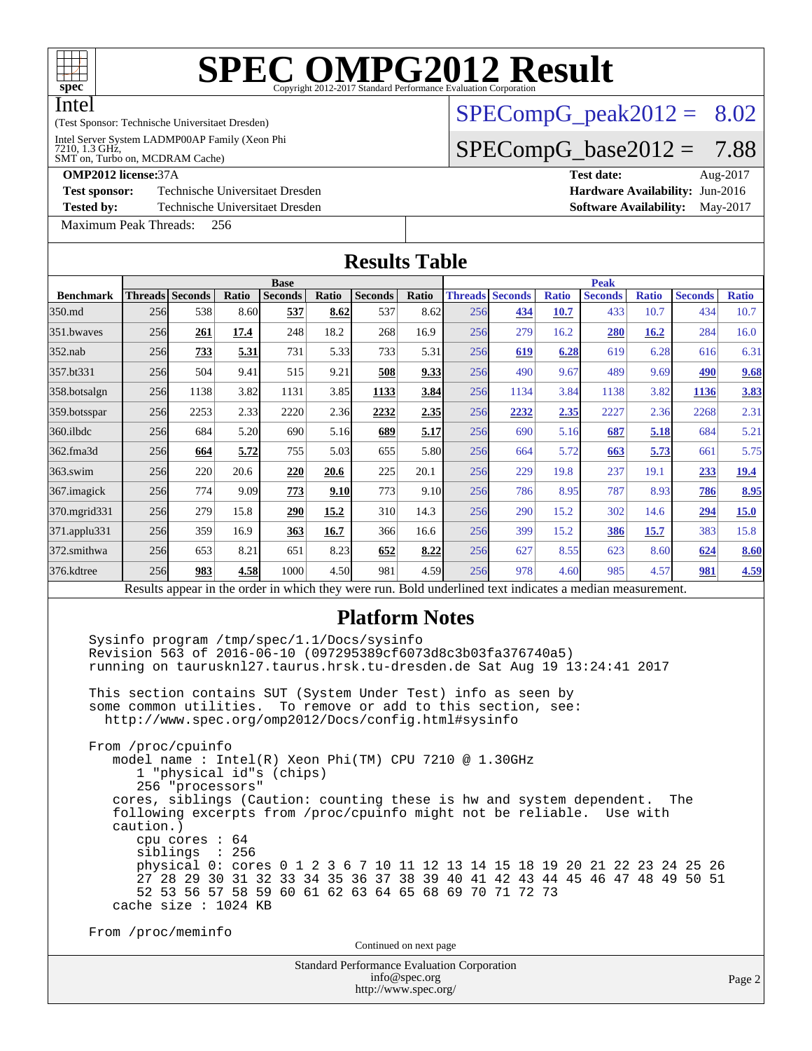# SPEC OMPG2012 Result

Copyright 2012-2017 Standard Performance Evaluation Corporation

**Intel**

(Test Sponsor: Technische Universitaet Dresden)

Intel Server System LADMP00AP Family (Xeon Phi 7210, 1.3 GHz, SMT on, Turbo on, MCDRAM Cache)

SPECompG_peak2012 = 8.02

SPECompG_base2012 = 7.88

**OMP2012 license:** 37A | **Test date:** Aug-2017

**Test sponsor:** Technische Universitaet Dresden | **Hardware Availability:** Jun-2016

**Tested by:** Technische Universitaet Dresden | **Software Availability:** May-2017

Maximum Peak Threads: 256

## Results Table

| | Base | | | | | | | Peak | | | | | | |
|---|---|---|---|---|---|---|---|---|---|---|---|---|---|---|
| Benchmark | Threads | Seconds | Ratio | Seconds | Ratio | Seconds | Ratio | Threads | Seconds | Ratio | Seconds | Ratio | Seconds | Ratio |
| 350.md | 256 | 538 | 8.60 | **537** | **8.62** | 537 | 8.62 | 256 | **434** | **10.7** | 433 | 10.7 | 434 | 10.7 |
| 351.bwaves | 256 | **261** | **17.4** | 248 | 18.2 | 268 | 16.9 | 256 | 279 | 16.2 | **280** | **16.2** | 284 | 16.0 |
| 352.nab | 256 | **733** | **5.31** | 731 | 5.33 | 733 | 5.31 | 256 | **619** | **6.28** | 619 | 6.28 | 616 | 6.31 |
| 357.bt331 | 256 | 504 | 9.41 | 515 | 9.21 | **508** | **9.33** | 256 | 490 | 9.67 | 489 | 9.69 | **490** | **9.68** |
| 358.botsalgn | 256 | 1138 | 3.82 | 1131 | 3.85 | **1133** | **3.84** | 256 | 1134 | 3.84 | 1138 | 3.82 | **1136** | **3.83** |
| 359.botsspar | 256 | 2253 | 2.33 | 2220 | 2.36 | **2232** | **2.35** | 256 | **2232** | **2.35** | 2227 | 2.36 | 2268 | 2.31 |
| 360.ilbdc | 256 | 684 | 5.20 | 690 | 5.16 | **689** | **5.17** | 256 | 690 | 5.16 | **687** | **5.18** | 684 | 5.21 |
| 362.fma3d | 256 | **664** | **5.72** | 755 | 5.03 | 655 | 5.80 | 256 | 664 | 5.72 | **663** | **5.73** | 661 | 5.75 |
| 363.swim | 256 | 220 | 20.6 | **220** | **20.6** | 225 | 20.1 | 256 | 229 | 19.8 | 237 | 19.1 | **233** | **19.4** |
| 367.imagick | 256 | 774 | 9.09 | **773** | **9.10** | 773 | 9.10 | 256 | 786 | 8.95 | 787 | 8.93 | **786** | **8.95** |
| 370.mgrid331 | 256 | 279 | 15.8 | **290** | **15.2** | 310 | 14.3 | 256 | 290 | 15.2 | 302 | 14.6 | **294** | **15.0** |
| 371.applu331 | 256 | 359 | 16.9 | **363** | **16.7** | 366 | 16.6 | 256 | 399 | 15.2 | **386** | **15.7** | 383 | 15.8 |
| 372.smithwa | 256 | 653 | 8.21 | 651 | 8.23 | **652** | **8.22** | 256 | 627 | 8.55 | 623 | 8.60 | **624** | **8.60** |
| 376.kdtree | 256 | **983** | **4.58** | 1000 | 4.50 | 981 | 4.59 | 256 | 978 | 4.60 | 985 | 4.57 | **981** | **4.59** |

Results appear in the order in which they were run. Bold underlined text indicates a median measurement.

## Platform Notes

```
Sysinfo program /tmp/spec/1.1/Docs/sysinfo
Revision 563 of 2016-06-10 (097295389cf6073d8c3b03fa376740a5)
running on taurusknl27.taurus.hrsk.tu-dresden.de Sat Aug 19 13:24:41 2017

This section contains SUT (System Under Test) info as seen by
some common utilities.  To remove or add to this section, see:
  http://www.spec.org/omp2012/Docs/config.html#sysinfo

From /proc/cpuinfo
   model name : Intel(R) Xeon Phi(TM) CPU 7210 @ 1.30GHz
      1 "physical id"s (chips)
      256 "processors"
   cores, siblings (Caution: counting these is hw and system dependent.  The
   following excerpts from /proc/cpuinfo might not be reliable.  Use with
   caution.)
      cpu cores : 64
      siblings  : 256
      physical 0: cores 0 1 2 3 6 7 10 11 12 13 14 15 18 19 20 21 22 23 24 25 26
      27 28 29 30 31 32 33 34 35 36 37 38 39 40 41 42 43 44 45 46 47 48 49 50 51
      52 53 56 57 58 59 60 61 62 63 64 65 68 69 70 71 72 73
   cache size : 1024 KB

From /proc/meminfo
```

Continued on next page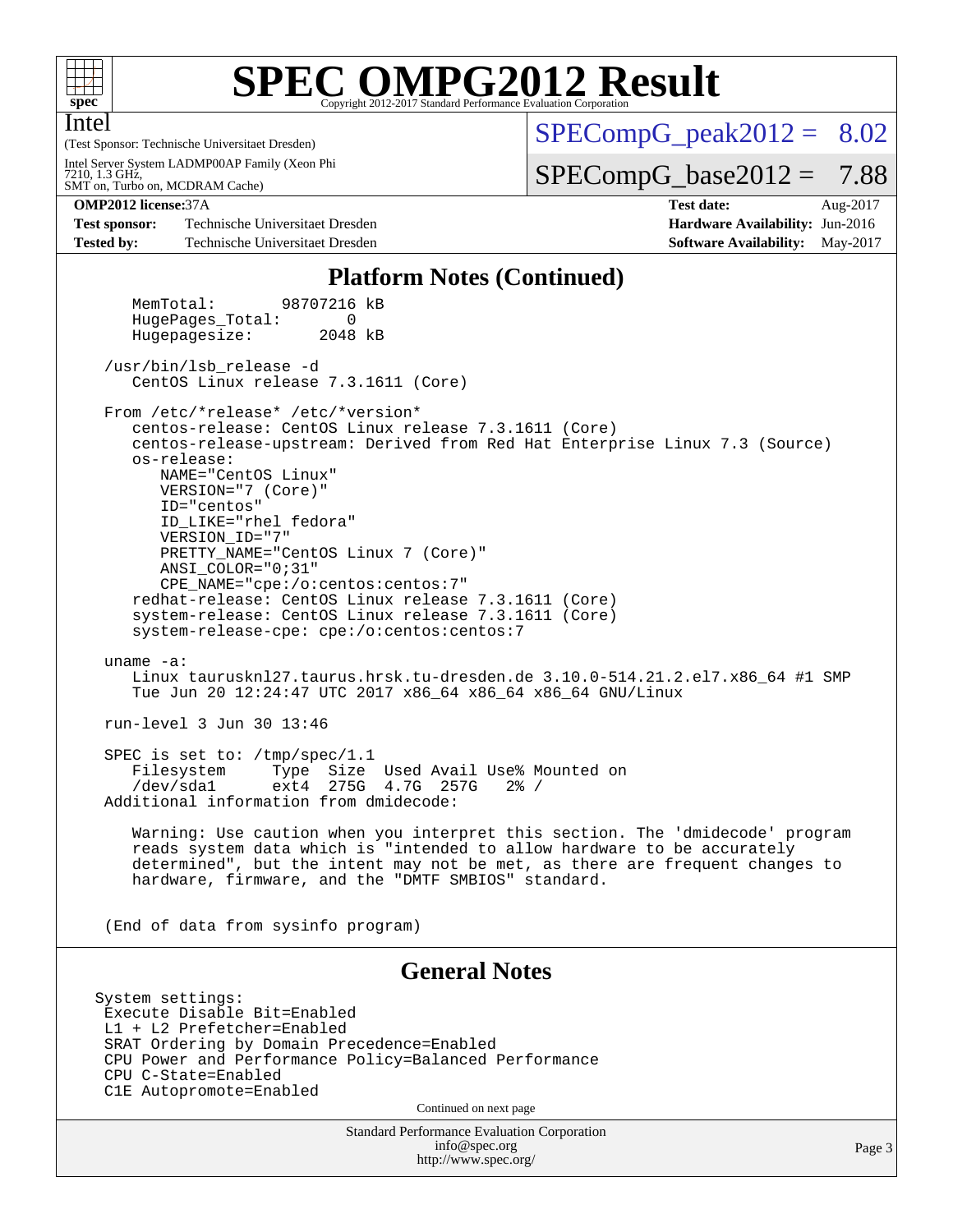## Platform Notes (Continued)

```
    MemTotal:       98707216 kB
    HugePages_Total:       0
    Hugepagesize:       2048 kB

 /usr/bin/lsb_release -d
    CentOS Linux release 7.3.1611 (Core)

 From /etc/*release* /etc/*version*
    centos-release: CentOS Linux release 7.3.1611 (Core)
    centos-release-upstream: Derived from Red Hat Enterprise Linux 7.3 (Source)
    os-release:
       NAME="CentOS Linux"
       VERSION="7 (Core)"
       ID="centos"
       ID_LIKE="rhel fedora"
       VERSION_ID="7"
       PRETTY_NAME="CentOS Linux 7 (Core)"
       ANSI_COLOR="0;31"
       CPE_NAME="cpe:/o:centos:centos:7"
    redhat-release: CentOS Linux release 7.3.1611 (Core)
    system-release: CentOS Linux release 7.3.1611 (Core)
    system-release-cpe: cpe:/o:centos:centos:7

 uname -a:
    Linux taurusknl27.taurus.hrsk.tu-dresden.de 3.10.0-514.21.2.el7.x86_64 #1 SMP
    Tue Jun 20 12:24:47 UTC 2017 x86_64 x86_64 x86_64 GNU/Linux

 run-level 3 Jun 30 13:46

 SPEC is set to: /tmp/spec/1.1
    Filesystem     Type  Size  Used Avail Use% Mounted on
    /dev/sda1      ext4  275G  4.7G  257G   2% /
 Additional information from dmidecode:

    Warning: Use caution when you interpret this section. The 'dmidecode' program
    reads system data which is "intended to allow hardware to be accurately
    determined", but the intent may not be met, as there are frequent changes to
    hardware, firmware, and the "DMTF SMBIOS" standard.


 (End of data from sysinfo program)
```

## General Notes

```
System settings:
 Execute Disable Bit=Enabled
 L1 + L2 Prefetcher=Enabled
 SRAT Ordering by Domain Precedence=Enabled
 CPU Power and Performance Policy=Balanced Performance
 CPU C-State=Enabled
 C1E Autopromote=Enabled
```

Continued on next page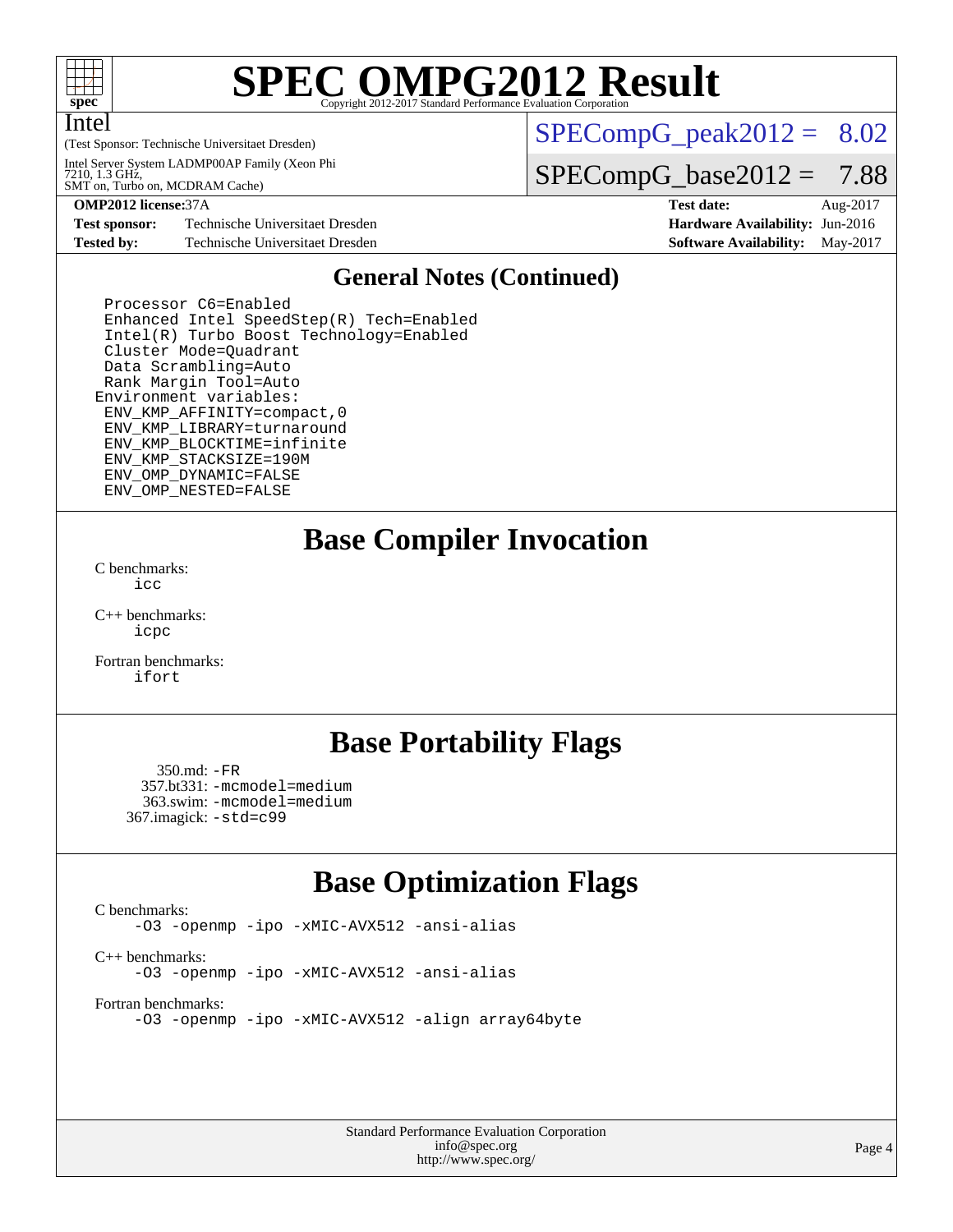# SPEC OMPG2012 Result

Copyright 2012-2017 Standard Performance Evaluation Corporation

Intel

(Test Sponsor: Technische Universitaet Dresden)

Intel Server System LADMP00AP Family (Xeon Phi 7210, 1.3 GHz, SMT on, Turbo on, MCDRAM Cache)

SPECompG_peak2012 = 8.02

SPECompG_base2012 = 7.88

**OMP2012 license:** 37A | **Test date:** Aug-2017

**Test sponsor:** Technische Universitaet Dresden | **Hardware Availability:** Jun-2016

**Tested by:** Technische Universitaet Dresden | **Software Availability:** May-2017

## General Notes (Continued)

```
 Processor C6=Enabled
 Enhanced Intel SpeedStep(R) Tech=Enabled
 Intel(R) Turbo Boost Technology=Enabled
 Cluster Mode=Quadrant
 Data Scrambling=Auto
 Rank Margin Tool=Auto
Environment variables:
 ENV_KMP_AFFINITY=compact,0
 ENV_KMP_LIBRARY=turnaround
 ENV_KMP_BLOCKTIME=infinite
 ENV_KMP_STACKSIZE=190M
 ENV_OMP_DYNAMIC=FALSE
 ENV_OMP_NESTED=FALSE
```

## Base Compiler Invocation

C benchmarks:
 icc

C++ benchmarks:
 icpc

Fortran benchmarks:
 ifort

## Base Portability Flags

350.md: -FR
357.bt331: -mcmodel=medium
363.swim: -mcmodel=medium
367.imagick: -std=c99

## Base Optimization Flags

C benchmarks:
 -O3 -openmp -ipo -xMIC-AVX512 -ansi-alias

C++ benchmarks:
 -O3 -openmp -ipo -xMIC-AVX512 -ansi-alias

Fortran benchmarks:
 -O3 -openmp -ipo -xMIC-AVX512 -align array64byte

Standard Performance Evaluation Corporation
info@spec.org
http://www.spec.org/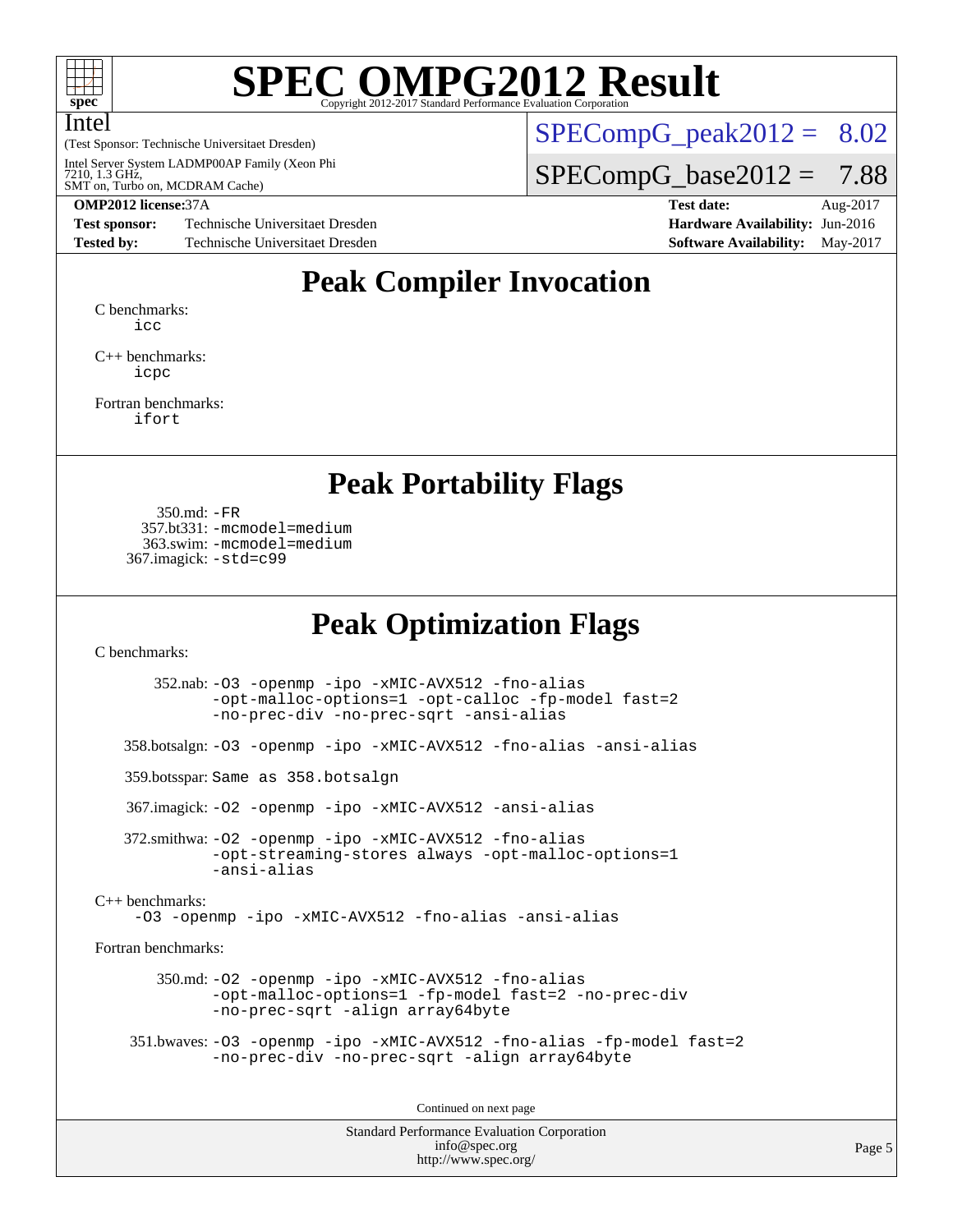# SPEC OMPG2012 Result

Copyright 2012-2017 Standard Performance Evaluation Corporation

Intel

(Test Sponsor: Technische Universitaet Dresden)

Intel Server System LADMP00AP Family (Xeon Phi 7210, 1.3 GHz, SMT on, Turbo on, MCDRAM Cache)

SPECompG_peak2012 = 8.02

SPECompG_base2012 = 7.88

| | | | |
|---|---|---|---|
| **OMP2012 license:** | 37A | **Test date:** | Aug-2017 |
| **Test sponsor:** | Technische Universitaet Dresden | **Hardware Availability:** | Jun-2016 |
| **Tested by:** | Technische Universitaet Dresden | **Software Availability:** | May-2017 |

## Peak Compiler Invocation

C benchmarks:
icc

C++ benchmarks:
icpc

Fortran benchmarks:
ifort

## Peak Portability Flags

350.md: -FR
357.bt331: -mcmodel=medium
363.swim: -mcmodel=medium
367.imagick: -std=c99

## Peak Optimization Flags

C benchmarks:

352.nab: -O3 -openmp -ipo -xMIC-AVX512 -fno-alias -opt-malloc-options=1 -opt-calloc -fp-model fast=2 -no-prec-div -no-prec-sqrt -ansi-alias

358.botsalgn: -O3 -openmp -ipo -xMIC-AVX512 -fno-alias -ansi-alias

359.botsspar: Same as 358.botsalgn

367.imagick: -O2 -openmp -ipo -xMIC-AVX512 -ansi-alias

372.smithwa: -O2 -openmp -ipo -xMIC-AVX512 -fno-alias -opt-streaming-stores always -opt-malloc-options=1 -ansi-alias

C++ benchmarks:
-O3 -openmp -ipo -xMIC-AVX512 -fno-alias -ansi-alias

Fortran benchmarks:

350.md: -O2 -openmp -ipo -xMIC-AVX512 -fno-alias -opt-malloc-options=1 -fp-model fast=2 -no-prec-div -no-prec-sqrt -align array64byte

351.bwaves: -O3 -openmp -ipo -xMIC-AVX512 -fno-alias -fp-model fast=2 -no-prec-div -no-prec-sqrt -align array64byte

Continued on next page

Standard Performance Evaluation Corporation
info@spec.org
http://www.spec.org/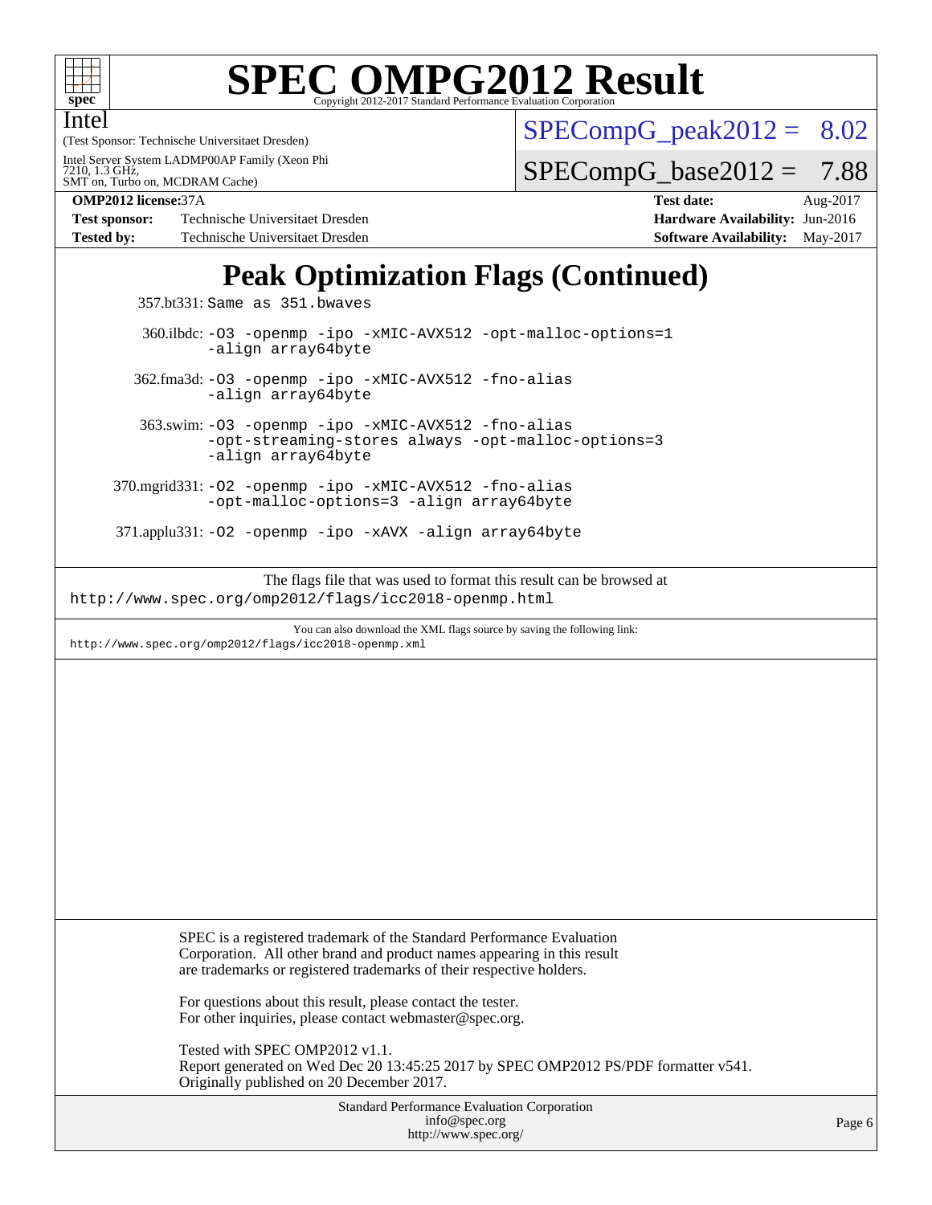# Peak Optimization Flags (Continued)

357.bt331: Same as 351.bwaves

360.ilbdc: -O3 -openmp -ipo -xMIC-AVX512 -opt-malloc-options=1 -align array64byte

362.fma3d: -O3 -openmp -ipo -xMIC-AVX512 -fno-alias -align array64byte

363.swim: -O3 -openmp -ipo -xMIC-AVX512 -fno-alias -opt-streaming-stores always -opt-malloc-options=3 -align array64byte

370.mgrid331: -O2 -openmp -ipo -xMIC-AVX512 -fno-alias -opt-malloc-options=3 -align array64byte

371.applu331: -O2 -openmp -ipo -xAVX -align array64byte

The flags file that was used to format this result can be browsed at
http://www.spec.org/omp2012/flags/icc2018-openmp.html

You can also download the XML flags source by saving the following link:
http://www.spec.org/omp2012/flags/icc2018-openmp.xml

SPEC is a registered trademark of the Standard Performance Evaluation Corporation. All other brand and product names appearing in this result are trademarks or registered trademarks of their respective holders.

For questions about this result, please contact the tester.
For other inquiries, please contact webmaster@spec.org.

Tested with SPEC OMP2012 v1.1.
Report generated on Wed Dec 20 13:45:25 2017 by SPEC OMP2012 PS/PDF formatter v541.
Originally published on 20 December 2017.